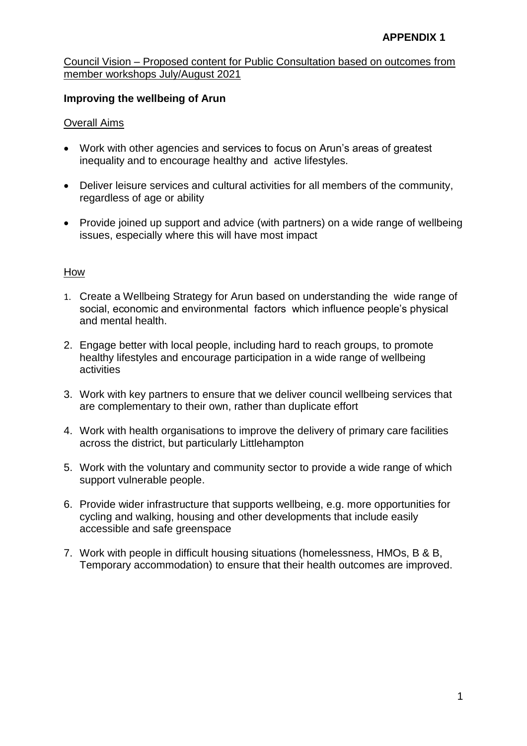**APPENDIX 1**

Council Vision – Proposed content for Public Consultation based on outcomes from member workshops July/August 2021

**Improving the wellbeing of Arun**

Overall Aims

- Work with other agencies and services to focus on Arun's areas of greatest inequality and to encourage healthy and active lifestyles.
- Deliver leisure services and cultural activities for all members of the community, regardless of age or ability
- Provide joined up support and advice (with partners) on a wide range of wellbeing issues, especially where this will have most impact

How

1. Create a Wellbeing Strategy for Arun based on understanding the wide range of social, economic and environmental factors which influence people's physical and mental health.
2. Engage better with local people, including hard to reach groups, to promote healthy lifestyles and encourage participation in a wide range of wellbeing activities
3. Work with key partners to ensure that we deliver council wellbeing services that are complementary to their own, rather than duplicate effort
4. Work with health organisations to improve the delivery of primary care facilities across the district, but particularly Littlehampton
5. Work with the voluntary and community sector to provide a wide range of which support vulnerable people.
6. Provide wider infrastructure that supports wellbeing, e.g. more opportunities for cycling and walking, housing and other developments that include easily accessible and safe greenspace
7. Work with people in difficult housing situations (homelessness, HMOs, B & B, Temporary accommodation) to ensure that their health outcomes are improved.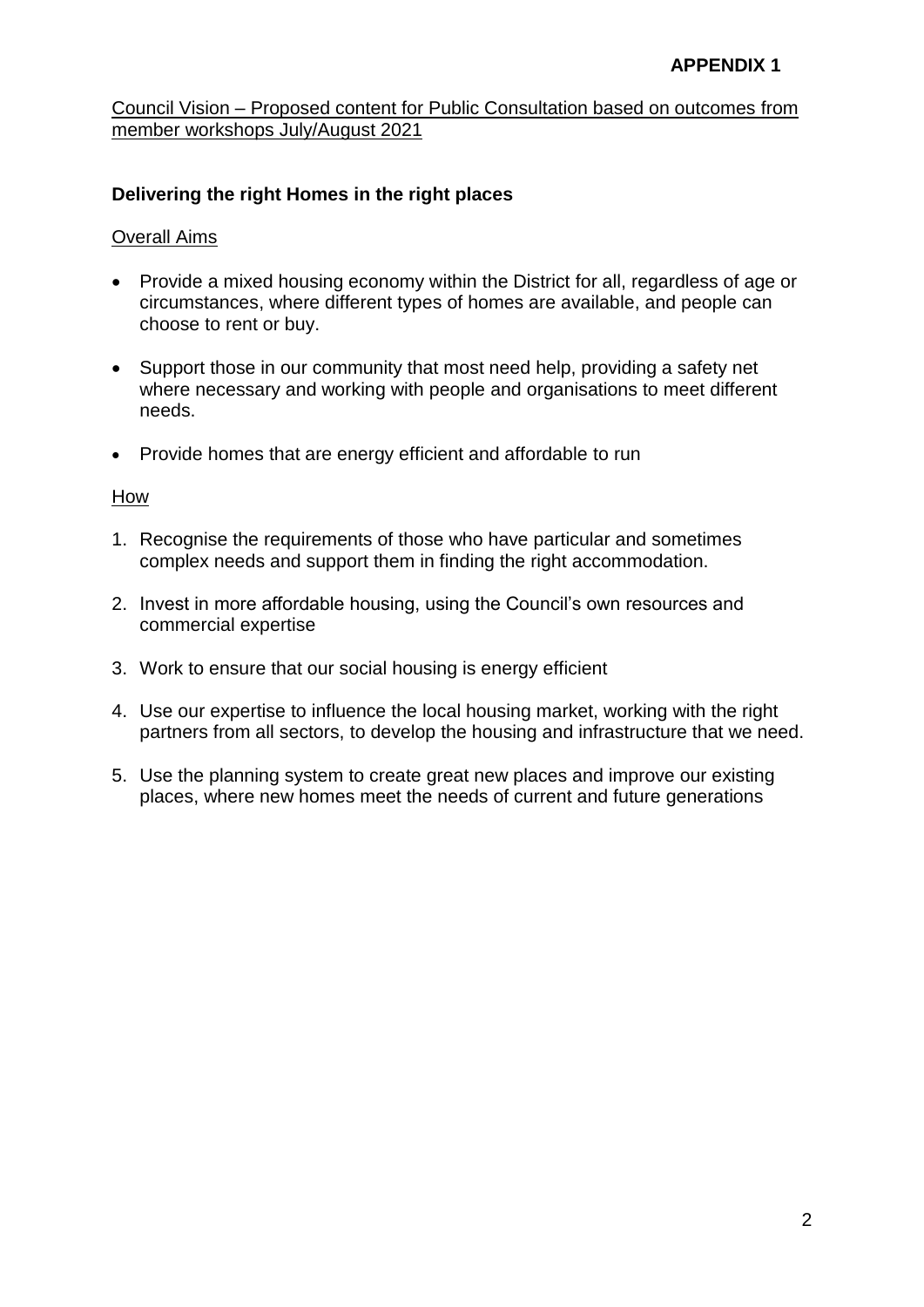**APPENDIX 1**

Council Vision – Proposed content for Public Consultation based on outcomes from member workshops July/August 2021

## Delivering the right Homes in the right places

Overall Aims

- Provide a mixed housing economy within the District for all, regardless of age or circumstances, where different types of homes are available, and people can choose to rent or buy.
- Support those in our community that most need help, providing a safety net where necessary and working with people and organisations to meet different needs.
- Provide homes that are energy efficient and affordable to run

How

1. Recognise the requirements of those who have particular and sometimes complex needs and support them in finding the right accommodation.
2. Invest in more affordable housing, using the Council's own resources and commercial expertise
3. Work to ensure that our social housing is energy efficient
4. Use our expertise to influence the local housing market, working with the right partners from all sectors, to develop the housing and infrastructure that we need.
5. Use the planning system to create great new places and improve our existing places, where new homes meet the needs of current and future generations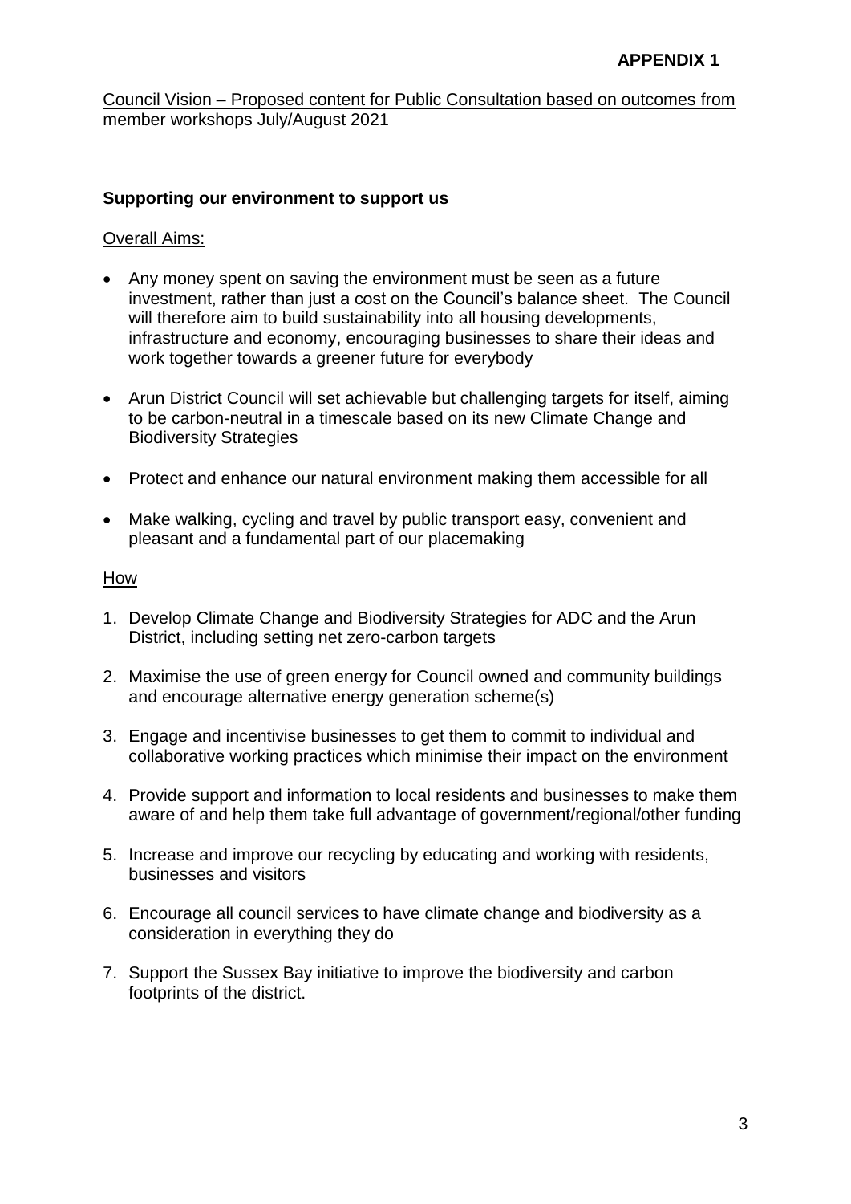**APPENDIX 1**

Council Vision – Proposed content for Public Consultation based on outcomes from member workshops July/August 2021

**Supporting our environment to support us**

Overall Aims:

- Any money spent on saving the environment must be seen as a future investment, rather than just a cost on the Council's balance sheet. The Council will therefore aim to build sustainability into all housing developments, infrastructure and economy, encouraging businesses to share their ideas and work together towards a greener future for everybody
- Arun District Council will set achievable but challenging targets for itself, aiming to be carbon-neutral in a timescale based on its new Climate Change and Biodiversity Strategies
- Protect and enhance our natural environment making them accessible for all
- Make walking, cycling and travel by public transport easy, convenient and pleasant and a fundamental part of our placemaking

How

1. Develop Climate Change and Biodiversity Strategies for ADC and the Arun District, including setting net zero-carbon targets
2. Maximise the use of green energy for Council owned and community buildings and encourage alternative energy generation scheme(s)
3. Engage and incentivise businesses to get them to commit to individual and collaborative working practices which minimise their impact on the environment
4. Provide support and information to local residents and businesses to make them aware of and help them take full advantage of government/regional/other funding
5. Increase and improve our recycling by educating and working with residents, businesses and visitors
6. Encourage all council services to have climate change and biodiversity as a consideration in everything they do
7. Support the Sussex Bay initiative to improve the biodiversity and carbon footprints of the district.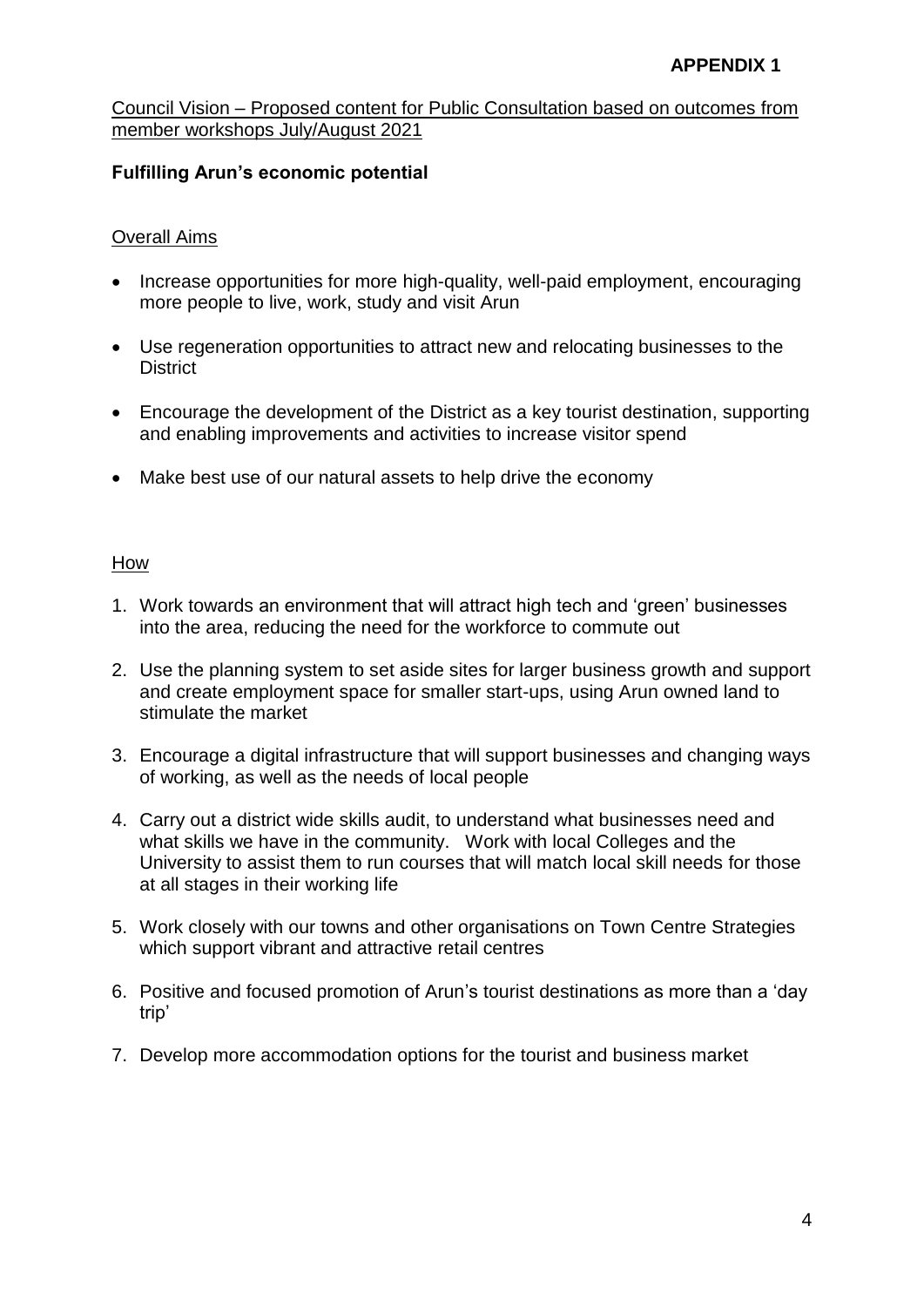**APPENDIX 1**

Council Vision – Proposed content for Public Consultation based on outcomes from member workshops July/August 2021

**Fulfilling Arun's economic potential**

Overall Aims

- Increase opportunities for more high-quality, well-paid employment, encouraging more people to live, work, study and visit Arun
- Use regeneration opportunities to attract new and relocating businesses to the District
- Encourage the development of the District as a key tourist destination, supporting and enabling improvements and activities to increase visitor spend
- Make best use of our natural assets to help drive the economy

How

1. Work towards an environment that will attract high tech and 'green' businesses into the area, reducing the need for the workforce to commute out
2. Use the planning system to set aside sites for larger business growth and support and create employment space for smaller start-ups, using Arun owned land to stimulate the market
3. Encourage a digital infrastructure that will support businesses and changing ways of working, as well as the needs of local people
4. Carry out a district wide skills audit, to understand what businesses need and what skills we have in the community. Work with local Colleges and the University to assist them to run courses that will match local skill needs for those at all stages in their working life
5. Work closely with our towns and other organisations on Town Centre Strategies which support vibrant and attractive retail centres
6. Positive and focused promotion of Arun's tourist destinations as more than a 'day trip'
7. Develop more accommodation options for the tourist and business market